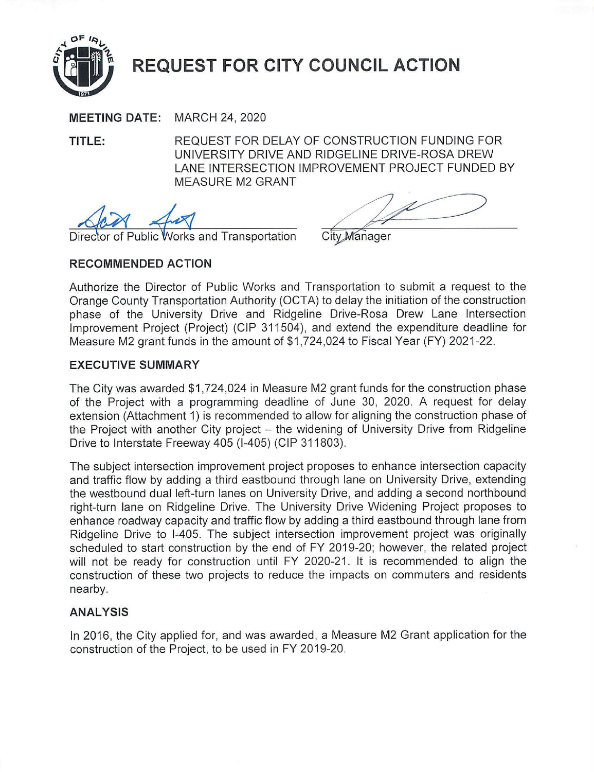# REQUEST FOR CITY COUNCIL ACTION

**MEETING DATE:** MARCH 24, 2020

**TITLE:** REQUEST FOR DELAY OF CONSTRUCTION FUNDING FOR UNIVERSITY DRIVE AND RIDGELINE DRIVE-ROSA DREW LANE INTERSECTION IMPROVEMENT PROJECT FUNDED BY MEASURE M2 GRANT

Director of Public Works and Transportation

City Manager

## RECOMMENDED ACTION

Authorize the Director of Public Works and Transportation to submit a request to the Orange County Transportation Authority (OCTA) to delay the initiation of the construction phase of the University Drive and Ridgeline Drive-Rosa Drew Lane Intersection Improvement Project (Project) (CIP 311504), and extend the expenditure deadline for Measure M2 grant funds in the amount of $1,724,024 to Fiscal Year (FY) 2021-22.

## EXECUTIVE SUMMARY

The City was awarded $1,724,024 in Measure M2 grant funds for the construction phase of the Project with a programming deadline of June 30, 2020. A request for delay extension (Attachment 1) is recommended to allow for aligning the construction phase of the Project with another City project – the widening of University Drive from Ridgeline Drive to Interstate Freeway 405 (I-405) (CIP 311803).

The subject intersection improvement project proposes to enhance intersection capacity and traffic flow by adding a third eastbound through lane on University Drive, extending the westbound dual left-turn lanes on University Drive, and adding a second northbound right-turn lane on Ridgeline Drive. The University Drive Widening Project proposes to enhance roadway capacity and traffic flow by adding a third eastbound through lane from Ridgeline Drive to I-405. The subject intersection improvement project was originally scheduled to start construction by the end of FY 2019-20; however, the related project will not be ready for construction until FY 2020-21. It is recommended to align the construction of these two projects to reduce the impacts on commuters and residents nearby.

## ANALYSIS

In 2016, the City applied for, and was awarded, a Measure M2 Grant application for the construction of the Project, to be used in FY 2019-20.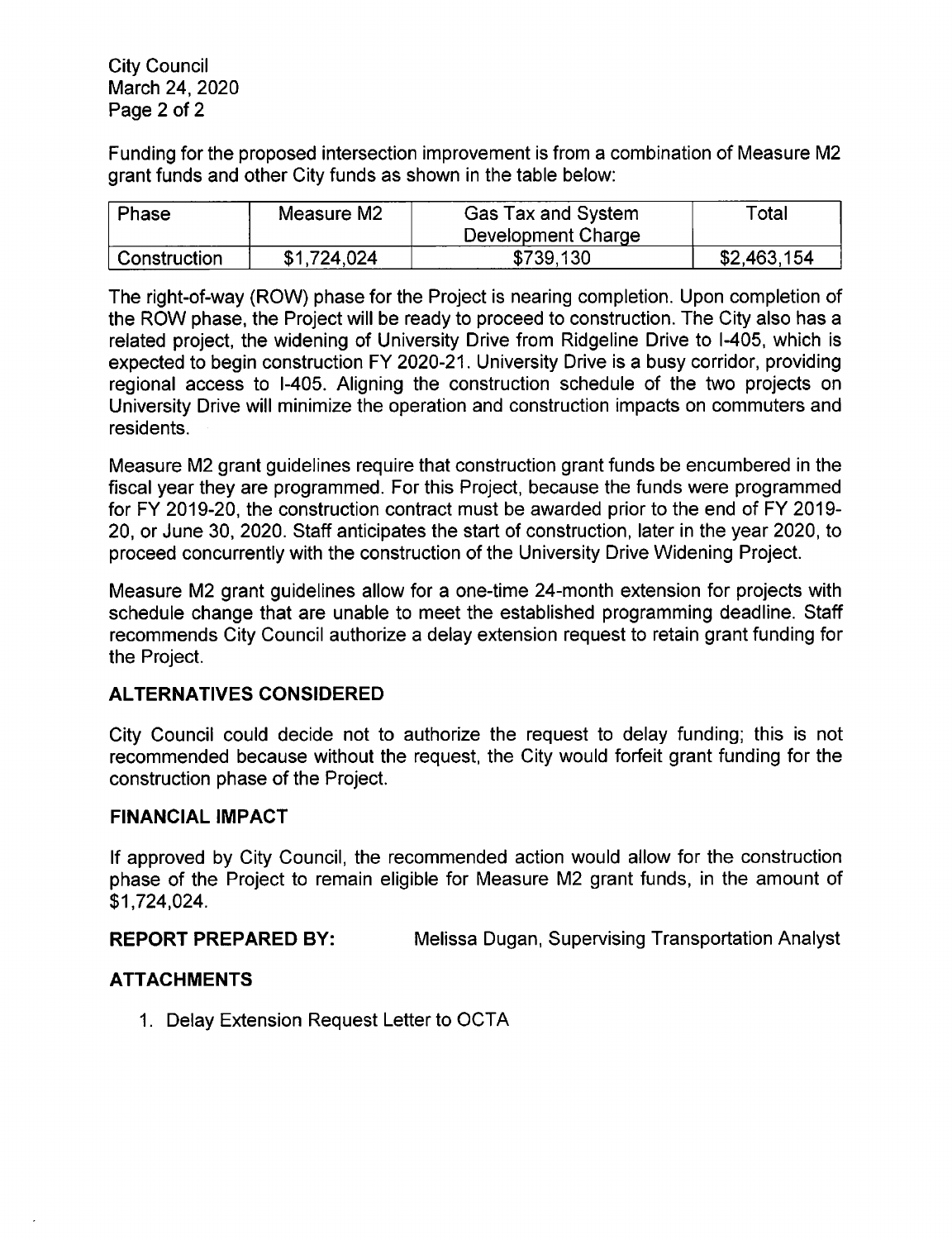Funding for the proposed intersection improvement is from a combination of Measure M2 grant funds and other City funds as shown in the table below:

| Phase | Measure M2 | Gas Tax and System Development Charge | Total |
|---|---|---|---|
| Construction | $1,724,024 | $739,130 | $2,463,154 |

The right-of-way (ROW) phase for the Project is nearing completion. Upon completion of the ROW phase, the Project will be ready to proceed to construction. The City also has a related project, the widening of University Drive from Ridgeline Drive to I-405, which is expected to begin construction FY 2020-21. University Drive is a busy corridor, providing regional access to I-405. Aligning the construction schedule of the two projects on University Drive will minimize the operation and construction impacts on commuters and residents.

Measure M2 grant guidelines require that construction grant funds be encumbered in the fiscal year they are programmed. For this Project, because the funds were programmed for FY 2019-20, the construction contract must be awarded prior to the end of FY 2019-20, or June 30, 2020. Staff anticipates the start of construction, later in the year 2020, to proceed concurrently with the construction of the University Drive Widening Project.

Measure M2 grant guidelines allow for a one-time 24-month extension for projects with schedule change that are unable to meet the established programming deadline. Staff recommends City Council authorize a delay extension request to retain grant funding for the Project.

## ALTERNATIVES CONSIDERED

City Council could decide not to authorize the request to delay funding; this is not recommended because without the request, the City would forfeit grant funding for the construction phase of the Project.

## FINANCIAL IMPACT

If approved by City Council, the recommended action would allow for the construction phase of the Project to remain eligible for Measure M2 grant funds, in the amount of $1,724,024.

**REPORT PREPARED BY:** Melissa Dugan, Supervising Transportation Analyst

## ATTACHMENTS

1. Delay Extension Request Letter to OCTA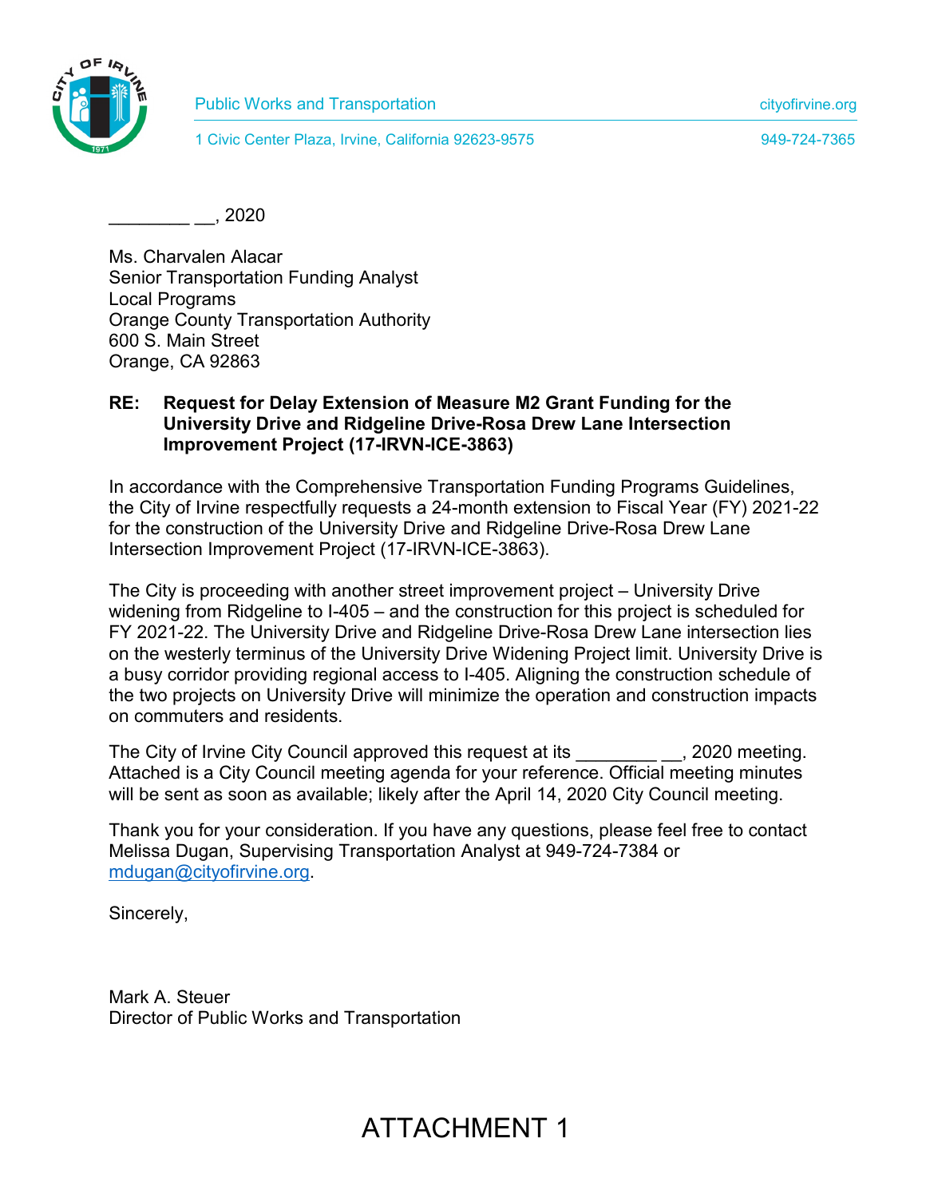Public Works and Transportation cityofirvine.org

1 Civic Center Plaza, Irvine, California 92623-9575 949-724-7365

________ __, 2020

Ms. Charvalen Alacar
Senior Transportation Funding Analyst
Local Programs
Orange County Transportation Authority
600 S. Main Street
Orange, CA 92863

**RE: Request for Delay Extension of Measure M2 Grant Funding for the University Drive and Ridgeline Drive-Rosa Drew Lane Intersection Improvement Project (17-IRVN-ICE-3863)**

In accordance with the Comprehensive Transportation Funding Programs Guidelines, the City of Irvine respectfully requests a 24-month extension to Fiscal Year (FY) 2021-22 for the construction of the University Drive and Ridgeline Drive-Rosa Drew Lane Intersection Improvement Project (17-IRVN-ICE-3863).

The City is proceeding with another street improvement project – University Drive widening from Ridgeline to I-405 – and the construction for this project is scheduled for FY 2021-22. The University Drive and Ridgeline Drive-Rosa Drew Lane intersection lies on the westerly terminus of the University Drive Widening Project limit. University Drive is a busy corridor providing regional access to I-405. Aligning the construction schedule of the two projects on University Drive will minimize the operation and construction impacts on commuters and residents.

The City of Irvine City Council approved this request at its ________ __, 2020 meeting. Attached is a City Council meeting agenda for your reference. Official meeting minutes will be sent as soon as available; likely after the April 14, 2020 City Council meeting.

Thank you for your consideration. If you have any questions, please feel free to contact Melissa Dugan, Supervising Transportation Analyst at 949-724-7384 or mdugan@cityofirvine.org.

Sincerely,

Mark A. Steuer
Director of Public Works and Transportation

ATTACHMENT 1